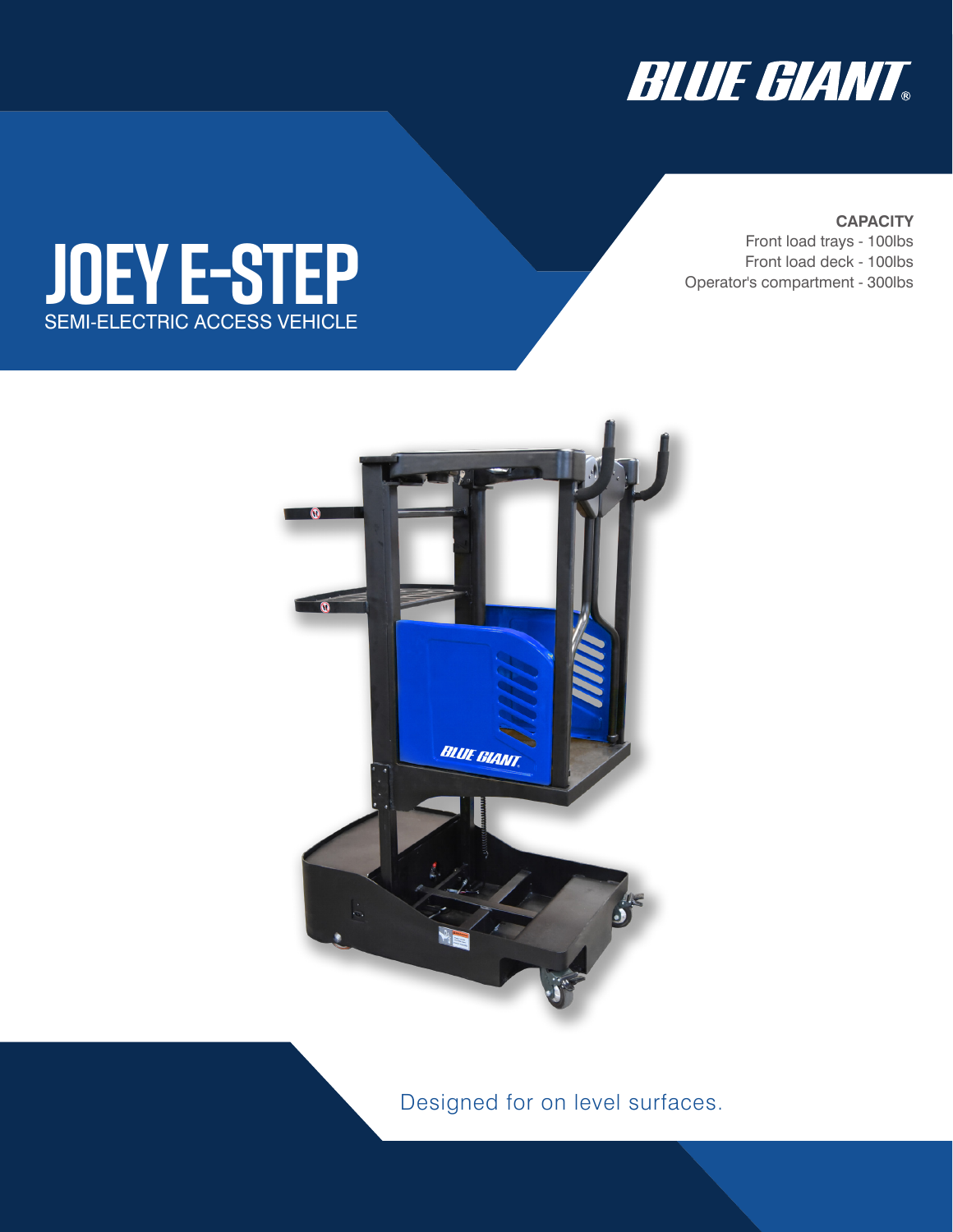BLUE GIANT®

# JOEY E-STEP

SEMI-ELECTRIC ACCESS VEHICLE

**CAPACITY**

Front load trays - 100lbs
Front load deck - 100lbs
Operator's compartment - 300lbs

Designed for on level surfaces.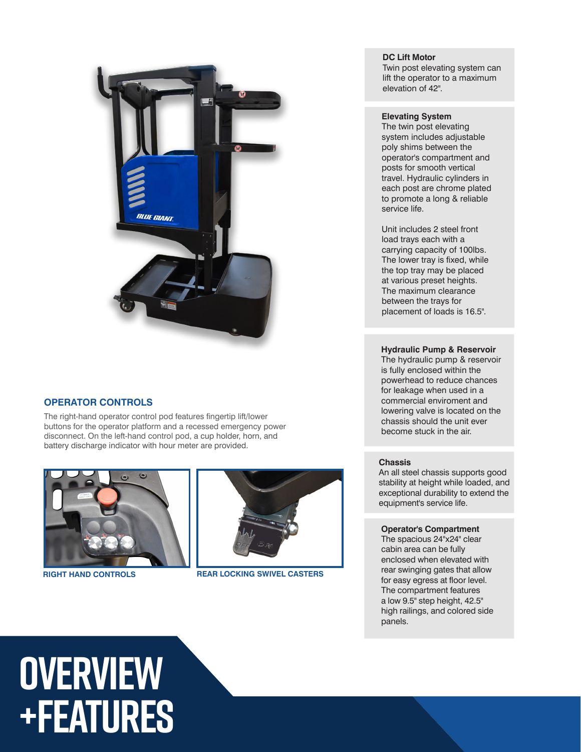## OPERATOR CONTROLS

The right-hand operator control pod features fingertip lift/lower buttons for the operator platform and a recessed emergency power disconnect. On the left-hand control pod, a cup holder, horn, and battery discharge indicator with hour meter are provided.

RIGHT HAND CONTROLS

REAR LOCKING SWIVEL CASTERS

**DC Lift Motor**
Twin post elevating system can lift the operator to a maximum elevation of 42".

**Elevating System**
The twin post elevating system includes adjustable poly shims between the operator's compartment and posts for smooth vertical travel. Hydraulic cylinders in each post are chrome plated to promote a long & reliable service life.

Unit includes 2 steel front load trays each with a carrying capacity of 100lbs. The lower tray is fixed, while the top tray may be placed at various preset heights. The maximum clearance between the trays for placement of loads is 16.5".

**Hydraulic Pump & Reservoir**
The hydraulic pump & reservoir is fully enclosed within the powerhead to reduce chances for leakage when used in a commercial enviroment and lowering valve is located on the chassis should the unit ever become stuck in the air.

**Chassis**
An all steel chassis supports good stability at height while loaded, and exceptional durability to extend the equipment's service life.

**Operator's Compartment**
The spacious 24"x24" clear cabin area can be fully enclosed when elevated with rear swinging gates that allow for easy egress at floor level. The compartment features a low 9.5" step height, 42.5" high railings, and colored side panels.

# OVERVIEW +FEATURES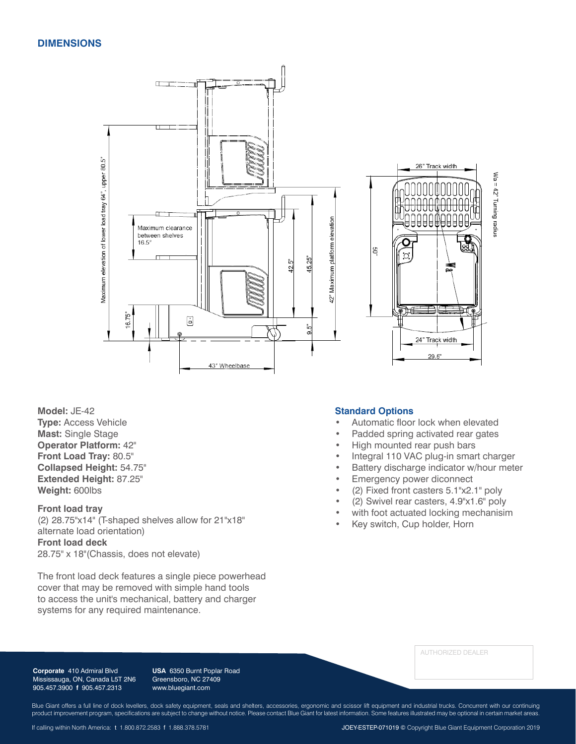## DIMENSIONS

Maximum elevation of lower load tray 64", upper 80.5"

Maximum clearance between shelves 16.5"

16.75"

42.5"

45.25"

9.5"

42" Maximum platform elevation

43" Wheelbase

26" Track width

Wa = 42" Turning radius

50"

Wa

24" Track width

29.5"

**Model:** JE-42
**Type:** Access Vehicle
**Mast:** Single Stage
**Operator Platform:** 42"
**Front Load Tray:** 80.5"
**Collapsed Height:** 54.75"
**Extended Height:** 87.25"
**Weight:** 600lbs

**Front load tray**
(2) 28.75"x14" (T-shaped shelves allow for 21"x18" alternate load orientation)
**Front load deck**
28.75" x 18"(Chassis, does not elevate)

The front load deck features a single piece powerhead cover that may be removed with simple hand tools to access the unit's mechanical, battery and charger systems for any required maintenance.

### Standard Options

- Automatic floor lock when elevated
- Padded spring activated rear gates
- High mounted rear push bars
- Integral 110 VAC plug-in smart charger
- Battery discharge indicator w/hour meter
- Emergency power diconnect
- (2) Fixed front casters 5.1"x2.1" poly
- (2) Swivel rear casters, 4.9"x1.6" poly
- with foot actuated locking mechanisim
- Key switch, Cup holder, Horn

AUTHORIZED DEALER

**Corporate** 410 Admiral Blvd
Mississauga, ON, Canada L5T 2N6
905.457.3900 **f** 905.457.2313

**USA** 6350 Burnt Poplar Road
Greensboro, NC 27409
www.bluegiant.com

Blue Giant offers a full line of dock levellers, dock safety equipment, seals and shelters, accessories, ergonomic and scissor lift equipment and industrial trucks. Concurrent with our continuing product improvement program, specifications are subject to change without notice. Please contact Blue Giant for latest information. Some features illustrated may be optional in certain market areas.

If calling within North America: **t** 1.800.872.2583 **f** 1.888.378.5781

JOEY-ESTEP-071019 © Copyright Blue Giant Equipment Corporation 2019